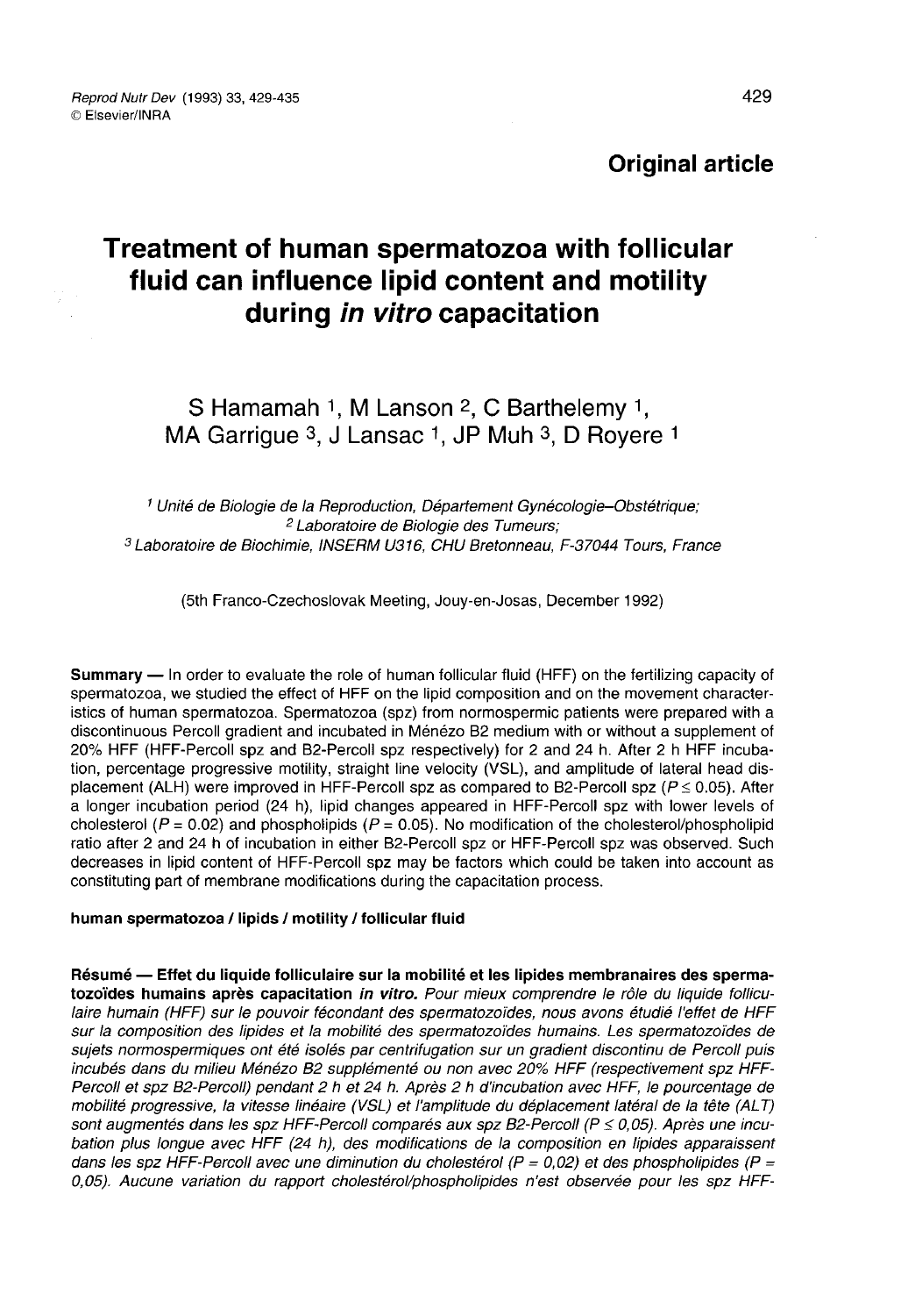**Original article**

# Treatment of human spermatozoa with follicular fluid can influence lipid content and motility during *in vitro* capacitation

S Hamamah [1], M Lanson [2], C Barthelemy [1], MA Garrigue [3], J Lansac [1], JP Muh [3], D Royere [1]

[1] *Unité de Biologie de la Reproduction, Département Gynécologie–Obstétrique;*
[2] *Laboratoire de Biologie des Tumeurs;*
[3] *Laboratoire de Biochimie, INSERM U316, CHU Bretonneau, F-37044 Tours, France*

(5th Franco-Czechoslovak Meeting, Jouy-en-Josas, December 1992)

**Summary** — In order to evaluate the role of human follicular fluid (HFF) on the fertilizing capacity of spermatozoa, we studied the effect of HFF on the lipid composition and on the movement characteristics of human spermatozoa. Spermatozoa (spz) from normospermic patients were prepared with a discontinuous Percoll gradient and incubated in Ménézo B2 medium with or without a supplement of 20% HFF (HFF-Percoll spz and B2-Percoll spz respectively) for 2 and 24 h. After 2 h HFF incubation, percentage progressive motility, straight line velocity (VSL), and amplitude of lateral head displacement (ALH) were improved in HFF-Percoll spz as compared to B2-Percoll spz ($P \leq 0.05$). After a longer incubation period (24 h), lipid changes appeared in HFF-Percoll spz with lower levels of cholesterol ($P = 0.02$) and phospholipids ($P = 0.05$). No modification of the cholesterol/phospholipid ratio after 2 and 24 h of incubation in either B2-Percoll spz or HFF-Percoll spz was observed. Such decreases in lipid content of HFF-Percoll spz may be factors which could be taken into account as constituting part of membrane modifications during the capacitation process.

**human spermatozoa / lipids / motility / follicular fluid**

**Résumé — Effet du liquide folliculaire sur la mobilité et les lipides membranaires des spermatozoïdes humains après capacitation *in vitro*.** *Pour mieux comprendre le rôle du liquide folliculaire humain (HFF) sur le pouvoir fécondant des spermatozoïdes, nous avons étudié l'effet de HFF sur la composition des lipides et la mobilité des spermatozoïdes humains. Les spermatozoïdes de sujets normospermiques ont été isolés par centrifugation sur un gradient discontinu de Percoll puis incubés dans du milieu Ménézo B2 supplémenté ou non avec 20% HFF (respectivement spz HFF-Percoll et spz B2-Percoll) pendant 2 h et 24 h. Après 2 h d'incubation avec HFF, le pourcentage de mobilité progressive, la vitesse linéaire (VSL) et l'amplitude du déplacement latéral de la tête (ALT) sont augmentés dans les spz HFF-Percoll comparés aux spz B2-Percoll ($P \leq 0,05$). Après une incubation plus longue avec HFF (24 h), des modifications de la composition en lipides apparaissent dans les spz HFF-Percoll avec une diminution du cholestérol ($P = 0,02$) et des phospholipides ($P = 0,05$). Aucune variation du rapport cholestérol/phospholipides n'est observée pour les spz HFF-*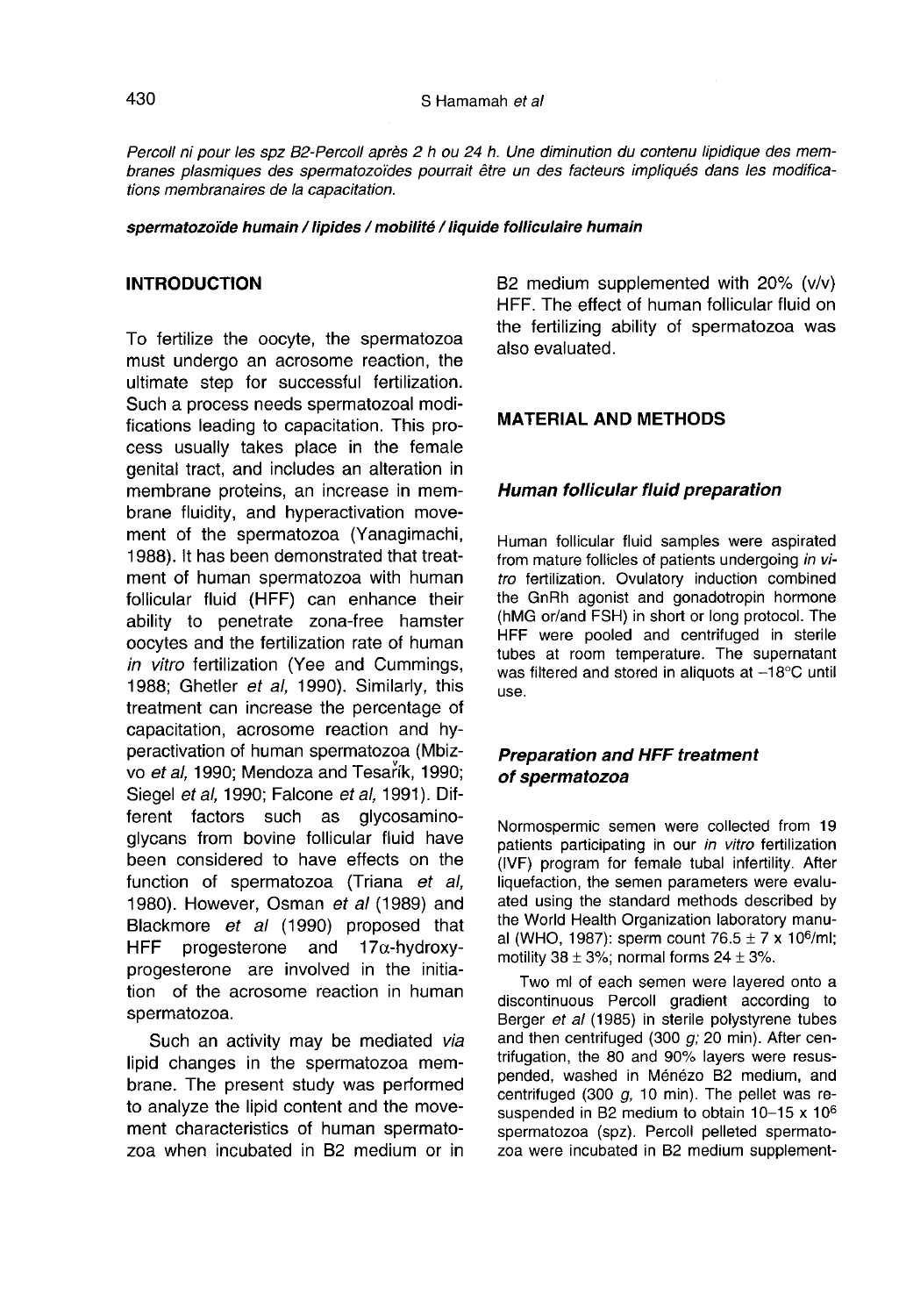*Percoll ni pour les spz B2-Percoll après 2 h ou 24 h. Une diminution du contenu lipidique des membranes plasmiques des spermatozoïdes pourrait être un des facteurs impliqués dans les modifications membranaires de la capacitation.*

***spermatozoïde humain / lipides / mobilité / liquide folliculaire humain***

## INTRODUCTION

To fertilize the oocyte, the spermatozoa must undergo an acrosome reaction, the ultimate step for successful fertilization. Such a process needs spermatozoal modifications leading to capacitation. This process usually takes place in the female genital tract, and includes an alteration in membrane proteins, an increase in membrane fluidity, and hyperactivation movement of the spermatozoa (Yanagimachi, 1988). It has been demonstrated that treatment of human spermatozoa with human follicular fluid (HFF) can enhance their ability to penetrate zona-free hamster oocytes and the fertilization rate of human *in vitro* fertilization (Yee and Cummings, 1988; Ghetler *et al*, 1990). Similarly, this treatment can increase the percentage of capacitation, acrosome reaction and hyperactivation of human spermatozoa (Mbizvo *et al*, 1990; Mendoza and Tesařík, 1990; Siegel *et al*, 1990; Falcone *et al*, 1991). Different factors such as glycosaminoglycans from bovine follicular fluid have been considered to have effects on the function of spermatozoa (Triana *et al*, 1980). However, Osman *et al* (1989) and Blackmore *et al* (1990) proposed that HFF progesterone and 17α-hydroxyprogesterone are involved in the initiation of the acrosome reaction in human spermatozoa.

Such an activity may be mediated *via* lipid changes in the spermatozoa membrane. The present study was performed to analyze the lipid content and the movement characteristics of human spermatozoa when incubated in B2 medium or in B2 medium supplemented with 20% (v/v) HFF. The effect of human follicular fluid on the fertilizing ability of spermatozoa was also evaluated.

## MATERIAL AND METHODS

### *Human follicular fluid preparation*

Human follicular fluid samples were aspirated from mature follicles of patients undergoing *in vitro* fertilization. Ovulatory induction combined the GnRh agonist and gonadotropin hormone (hMG or/and FSH) in short or long protocol. The HFF were pooled and centrifuged in sterile tubes at room temperature. The supernatant was filtered and stored in aliquots at −18°C until use.

### *Preparation and HFF treatment of spermatozoa*

Normospermic semen were collected from 19 patients participating in our *in vitro* fertilization (IVF) program for female tubal infertility. After liquefaction, the semen parameters were evaluated using the standard methods described by the World Health Organization laboratory manual (WHO, 1987): sperm count $76.5 \pm 7 \times 10^6$/ml; motility $38 \pm 3\%$; normal forms $24 \pm 3\%$.

Two ml of each semen were layered onto a discontinuous Percoll gradient according to Berger *et al* (1985) in sterile polystyrene tubes and then centrifuged (300 *g*; 20 min). After centrifugation, the 80 and 90% layers were resuspended, washed in Ménézo B2 medium, and centrifuged (300 *g*, 10 min). The pellet was resuspended in B2 medium to obtain $10–15 \times 10^6$ spermatozoa (spz). Percoll pelleted spermatozoa were incubated in B2 medium supplement-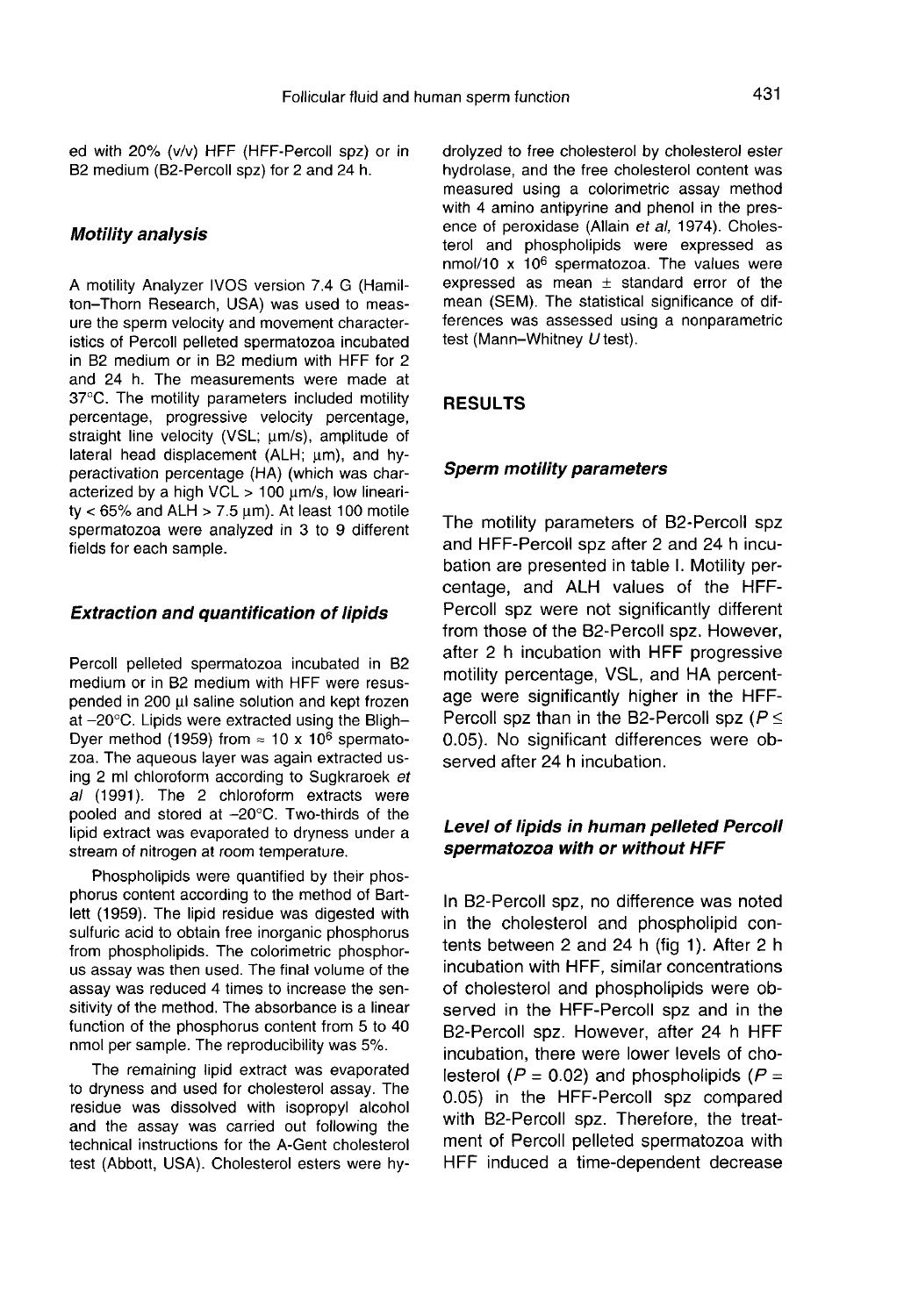ed with 20% (v/v) HFF (HFF-Percoll spz) or in B2 medium (B2-Percoll spz) for 2 and 24 h.

### *Motility analysis*

A motility Analyzer IVOS version 7.4 G (Hamilton–Thorn Research, USA) was used to measure the sperm velocity and movement characteristics of Percoll pelleted spermatozoa incubated in B2 medium or in B2 medium with HFF for 2 and 24 h. The measurements were made at 37°C. The motility parameters included motility percentage, progressive velocity percentage, straight line velocity (VSL; μm/s), amplitude of lateral head displacement (ALH; μm), and hyperactivation percentage (HA) (which was characterized by a high VCL > 100 μm/s, low linearity < 65% and ALH > 7.5 μm). At least 100 motile spermatozoa were analyzed in 3 to 9 different fields for each sample.

### *Extraction and quantification of lipids*

Percoll pelleted spermatozoa incubated in B2 medium or in B2 medium with HFF were resuspended in 200 μl saline solution and kept frozen at –20°C. Lipids were extracted using the Bligh–Dyer method (1959) from ≈ 10 x $10^6$ spermatozoa. The aqueous layer was again extracted using 2 ml chloroform according to Sugkraroek *et al* (1991). The 2 chloroform extracts were pooled and stored at –20°C. Two-thirds of the lipid extract was evaporated to dryness under a stream of nitrogen at room temperature.

Phospholipids were quantified by their phosphorus content according to the method of Bartlett (1959). The lipid residue was digested with sulfuric acid to obtain free inorganic phosphorus from phospholipids. The colorimetric phosphorus assay was then used. The final volume of the assay was reduced 4 times to increase the sensitivity of the method. The absorbance is a linear function of the phosphorus content from 5 to 40 nmol per sample. The reproducibility was 5%.

The remaining lipid extract was evaporated to dryness and used for cholesterol assay. The residue was dissolved with isopropyl alcohol and the assay was carried out following the technical instructions for the A-Gent cholesterol test (Abbott, USA). Cholesterol esters were hydrolyzed to free cholesterol by cholesterol ester hydrolase, and the free cholesterol content was measured using a colorimetric assay method with 4 amino antipyrine and phenol in the presence of peroxidase (Allain *et al*, 1974). Cholesterol and phospholipids were expressed as nmol/10 x $10^6$ spermatozoa. The values were expressed as mean ± standard error of the mean (SEM). The statistical significance of differences was assessed using a nonparametric test (Mann–Whitney *U* test).

## RESULTS

### *Sperm motility parameters*

The motility parameters of B2-Percoll spz and HFF-Percoll spz after 2 and 24 h incubation are presented in table I. Motility percentage, and ALH values of the HFF-Percoll spz were not significantly different from those of the B2-Percoll spz. However, after 2 h incubation with HFF progressive motility percentage, VSL, and HA percentage were significantly higher in the HFF-Percoll spz than in the B2-Percoll spz ($P \leq 0.05$). No significant differences were observed after 24 h incubation.

### *Level of lipids in human pelleted Percoll spermatozoa with or without HFF*

In B2-Percoll spz, no difference was noted in the cholesterol and phospholipid contents between 2 and 24 h (fig 1). After 2 h incubation with HFF, similar concentrations of cholesterol and phospholipids were observed in the HFF-Percoll spz and in the B2-Percoll spz. However, after 24 h HFF incubation, there were lower levels of cholesterol ($P = 0.02$) and phospholipids ($P = 0.05$) in the HFF-Percoll spz compared with B2-Percoll spz. Therefore, the treatment of Percoll pelleted spermatozoa with HFF induced a time-dependent decrease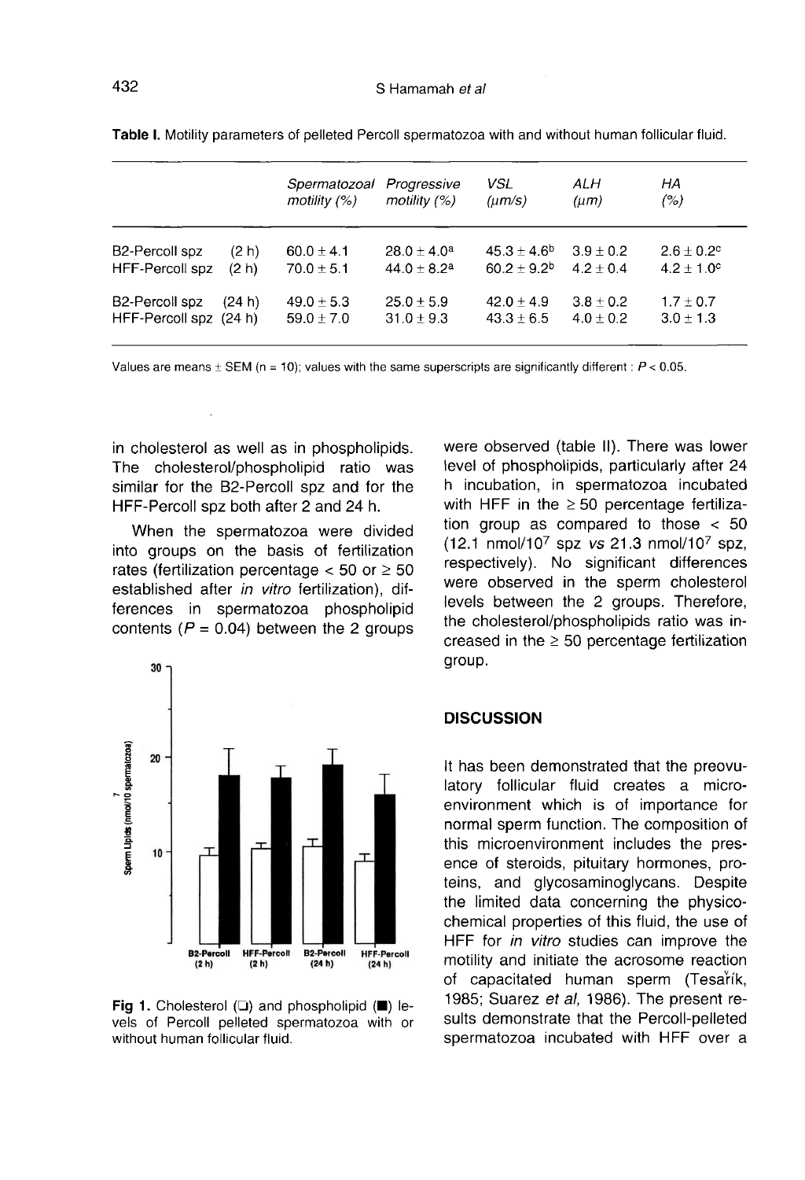**Table I.** Motility parameters of pelleted Percoll spermatozoa with and without human follicular fluid.

| | *Spermatozoal motility (%)* | *Progressive motility (%)* | *VSL (μm/s)* | *ALH (μm)* | *HA (%)* |
|---|---|---|---|---|---|
| B2-Percoll spz (2 h) | 60.0 ± 4.1 | 28.0 ± 4.0[a] | 45.3 ± 4.6[b] | 3.9 ± 0.2 | 2.6 ± 0.2[c] |
| HFF-Percoll spz (2 h) | 70.0 ± 5.1 | 44.0 ± 8.2[a] | 60.2 ± 9.2[b] | 4.2 ± 0.4 | 4.2 ± 1.0[c] |
| B2-Percoll spz (24 h) | 49.0 ± 5.3 | 25.0 ± 5.9 | 42.0 ± 4.9 | 3.8 ± 0.2 | 1.7 ± 0.7 |
| HFF-Percoll spz (24 h) | 59.0 ± 7.0 | 31.0 ± 9.3 | 43.3 ± 6.5 | 4.0 ± 0.2 | 3.0 ± 1.3 |

Values are means ± SEM (n = 10); values with the same superscripts are significantly different : $P < 0.05$.

in cholesterol as well as in phospholipids. The cholesterol/phospholipid ratio was similar for the B2-Percoll spz and for the HFF-Percoll spz both after 2 and 24 h.

When the spermatozoa were divided into groups on the basis of fertilization rates (fertilization percentage < 50 or ≥ 50 established after *in vitro* fertilization), differences in spermatozoa phospholipid contents ($P = 0.04$) between the 2 groups were observed (table II). There was lower level of phospholipids, particularly after 24 h incubation, in spermatozoa incubated with HFF in the ≥ 50 percentage fertilization group as compared to those < 50 (12.1 nmol/$10^7$ spz *vs* 21.3 nmol/$10^7$ spz, respectively). No significant differences were observed in the sperm cholesterol levels between the 2 groups. Therefore, the cholesterol/phospholipids ratio was increased in the ≥ 50 percentage fertilization group.

**Fig 1.** Cholesterol (☐) and phospholipid (■) levels of Percoll pelleted spermatozoa with or without human follicular fluid.

## DISCUSSION

It has been demonstrated that the preovulatory follicular fluid creates a microenvironment which is of importance for normal sperm function. The composition of this microenvironment includes the presence of steroids, pituitary hormones, proteins, and glycosaminoglycans. Despite the limited data concerning the physicochemical properties of this fluid, the use of HFF for *in vitro* studies can improve the motility and initiate the acrosome reaction of capacitated human sperm (Tesařík, 1985; Suarez *et al*, 1986). The present results demonstrate that the Percoll-pelleted spermatozoa incubated with HFF over a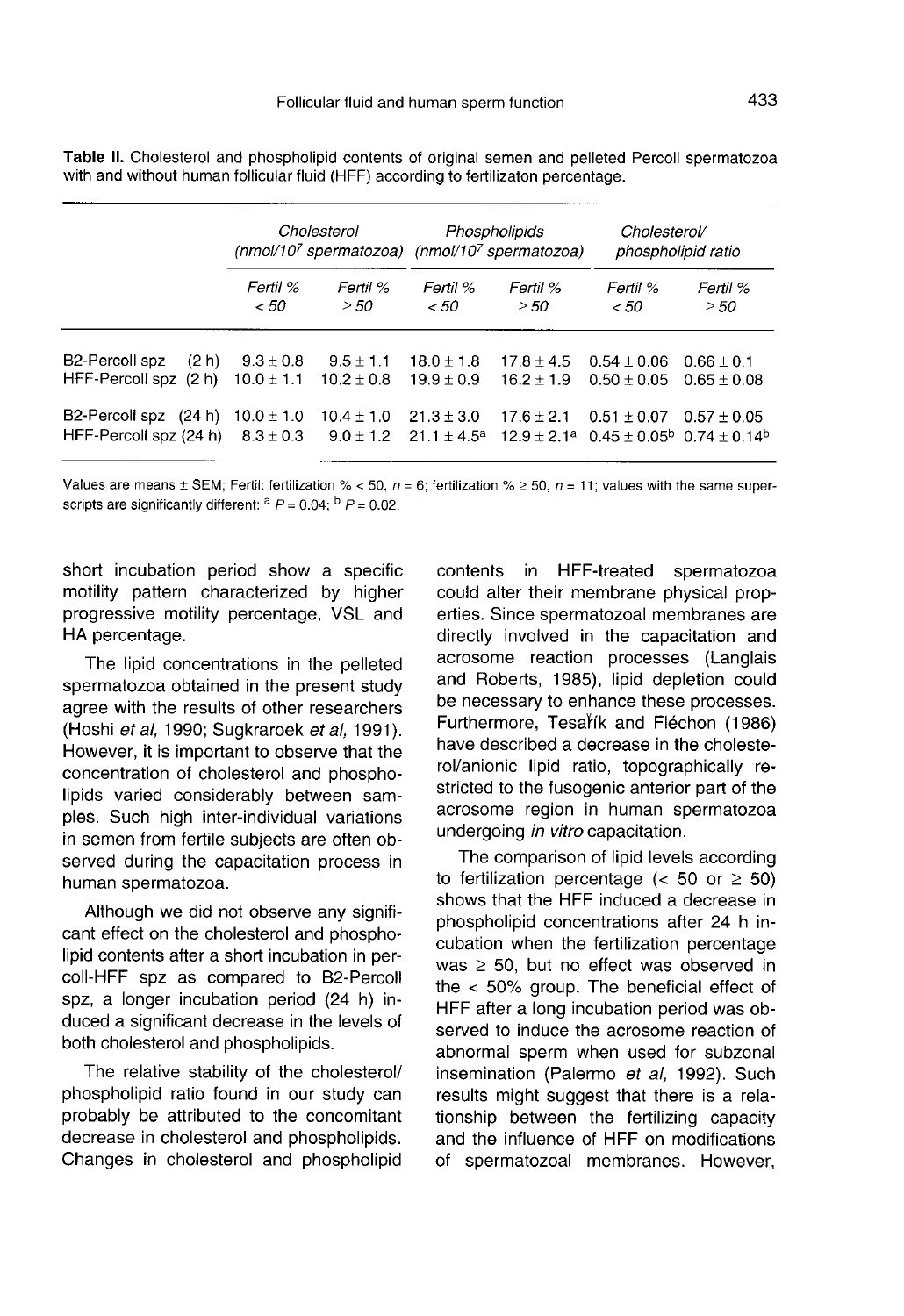**Table II.** Cholesterol and phospholipid contents of original semen and pelleted Percoll spermatozoa with and without human follicular fluid (HFF) according to fertilizaton percentage.

| | Cholesterol ($nmol/10^7$ spermatozoa) | | Phospholipids ($nmol/10^7$ spermatozoa) | | Cholesterol/ phospholipid ratio | |
|---|---|---|---|---|---|---|
| | Fertil % < 50 | Fertil % ≥ 50 | Fertil % < 50 | Fertil % ≥ 50 | Fertil % < 50 | Fertil % ≥ 50 |
| B2-Percoll spz (2 h) | 9.3 ± 0.8 | 9.5 ± 1.1 | 18.0 ± 1.8 | 17.8 ± 4.5 | 0.54 ± 0.06 | 0.66 ± 0.1 |
| HFF-Percoll spz (2 h) | 10.0 ± 1.1 | 10.2 ± 0.8 | 19.9 ± 0.9 | 16.2 ± 1.9 | 0.50 ± 0.05 | 0.65 ± 0.08 |
| B2-Percoll spz (24 h) | 10.0 ± 1.0 | 10.4 ± 1.0 | 21.3 ± 3.0 | 17.6 ± 2.1 | 0.51 ± 0.07 | 0.57 ± 0.05 |
| HFF-Percoll spz (24 h) | 8.3 ± 0.3 | 9.0 ± 1.2 | 21.1 ± 4.5[a] | 12.9 ± 2.1[a] | 0.45 ± 0.05[b] | 0.74 ± 0.14[b] |

Values are means ± SEM; Fertil: fertilization % < 50, $n = 6$; fertilization % ≥ 50, $n = 11$; values with the same superscripts are significantly different: [a] $P = 0.04$; [b] $P = 0.02$.

short incubation period show a specific motility pattern characterized by higher progressive motility percentage, VSL and HA percentage.

The lipid concentrations in the pelleted spermatozoa obtained in the present study agree with the results of other researchers (Hoshi *et al*, 1990; Sugkraroek *et al*, 1991). However, it is important to observe that the concentration of cholesterol and phospholipids varied considerably between samples. Such high inter-individual variations in semen from fertile subjects are often observed during the capacitation process in human spermatozoa.

Although we did not observe any significant effect on the cholesterol and phospholipid contents after a short incubation in percoll-HFF spz as compared to B2-Percoll spz, a longer incubation period (24 h) induced a significant decrease in the levels of both cholesterol and phospholipids.

The relative stability of the cholesterol/phospholipid ratio found in our study can probably be attributed to the concomitant decrease in cholesterol and phospholipids. Changes in cholesterol and phospholipid contents in HFF-treated spermatozoa could alter their membrane physical properties. Since spermatozoal membranes are directly involved in the capacitation and acrosome reaction processes (Langlais and Roberts, 1985), lipid depletion could be necessary to enhance these processes. Furthermore, Tesařík and Fléchon (1986) have described a decrease in the cholesterol/anionic lipid ratio, topographically restricted to the fusogenic anterior part of the acrosome region in human spermatozoa undergoing *in vitro* capacitation.

The comparison of lipid levels according to fertilization percentage (< 50 or ≥ 50) shows that the HFF induced a decrease in phospholipid concentrations after 24 h incubation when the fertilization percentage was ≥ 50, but no effect was observed in the < 50% group. The beneficial effect of HFF after a long incubation period was observed to induce the acrosome reaction of abnormal sperm when used for subzonal insemination (Palermo *et al*, 1992). Such results might suggest that there is a relationship between the fertilizing capacity and the influence of HFF on modifications of spermatozoal membranes. However,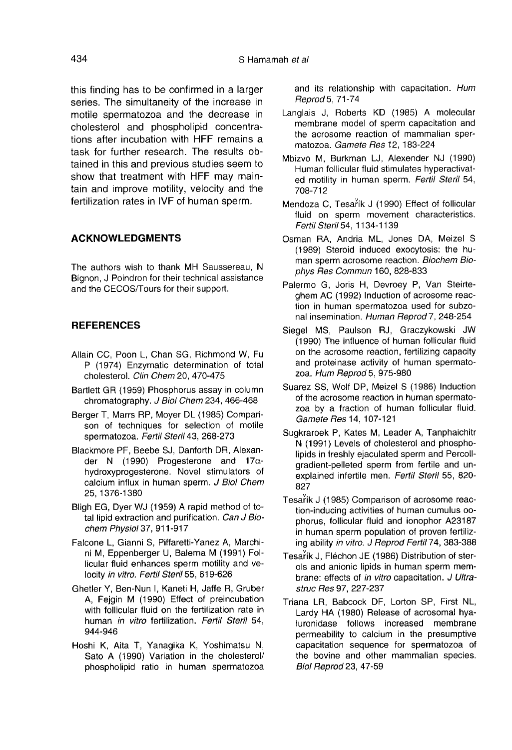this finding has to be confirmed in a larger series. The simultaneity of the increase in motile spermatozoa and the decrease in cholesterol and phospholipid concentrations after incubation with HFF remains a task for further research. The results obtained in this and previous studies seem to show that treatment with HFF may maintain and improve motility, velocity and the fertilization rates in IVF of human sperm.

## ACKNOWLEDGMENTS

The authors wish to thank MH Saussereau, N Bignon, J Poindron for their technical assistance and the CECOS/Tours for their support.

## REFERENCES

Allain CC, Poon L, Chan SG, Richmond W, Fu P (1974) Enzymatic determination of total cholesterol. *Clin Chem* 20, 470-475

Bartlett GR (1959) Phosphorus assay in column chromatography. *J Biol Chem* 234, 466-468

Berger T, Marrs RP, Moyer DL (1985) Comparison of techniques for selection of motile spermatozoa. *Fertil Steril* 43, 268-273

Blackmore PF, Beebe SJ, Danforth DR, Alexander N (1990) Progesterone and 17α-hydroxyprogesterone. Novel stimulators of calcium influx in human sperm. *J Biol Chem* 25, 1376-1380

Bligh EG, Dyer WJ (1959) A rapid method of total lipid extraction and purification. *Can J Biochem Physiol* 37, 911-917

Falcone L, Gianni S, Piffaretti-Yanez A, Marchini M, Eppenberger U, Balerna M (1991) Follicular fluid enhances sperm motility and velocity *in vitro*. *Fertil Steril* 55, 619-626

Ghetler Y, Ben-Nun I, Kaneti H, Jaffe R, Gruber A, Fejgin M (1990) Effect of preincubation with follicular fluid on the fertilization rate in human *in vitro* fertilization. *Fertil Steril* 54, 944-946

Hoshi K, Aita T, Yanagika K, Yoshimatsu N, Sato A (1990) Variation in the cholesterol/phospholipid ratio in human spermatozoa and its relationship with capacitation. *Hum Reprod* 5, 71-74

Langlais J, Roberts KD (1985) A molecular membrane model of sperm capacitation and the acrosome reaction of mammalian spermatozoa. *Gamete Res* 12, 183-224

Mbizvo M, Burkman LJ, Alexender NJ (1990) Human follicular fluid stimulates hyperactivated motility in human sperm. *Fertil Steril* 54, 708-712

Mendoza C, Tesařík J (1990) Effect of follicular fluid on sperm movement characteristics. *Fertil Steril* 54, 1134-1139

Osman RA, Andria ML, Jones DA, Meizel S (1989) Steroid induced exocytosis: the human sperm acrosome reaction. *Biochem Biophys Res Commun* 160, 828-833

Palermo G, Joris H, Devroey P, Van Steirteghem AC (1992) Induction of acrosome reaction in human spermatozoa used for subzonal insemination. *Human Reprod* 7, 248-254

Siegel MS, Paulson RJ, Graczykowski JW (1990) The influence of human follicular fluid on the acrosome reaction, fertilizing capacity and proteinase activity of human spermatozoa. *Hum Reprod* 5, 975-980

Suarez SS, Wolf DP, Meizel S (1986) Induction of the acrosome reaction in human spermatozoa by a fraction of human follicular fluid. *Gamete Res* 14, 107-121

Sugkraroek P, Kates M, Leader A, Tanphaichitr N (1991) Levels of cholesterol and phospholipids in freshly ejaculated sperm and Percoll-gradient-pelleted sperm from fertile and unexplained infertile men. *Fertil Steril* 55, 820-827

Tesařík J (1985) Comparison of acrosome reaction-inducing activities of human cumulus oophorus, follicular fluid and ionophor A23187 in human sperm population of proven fertilizing ability *in vitro*. *J Reprod Fertil* 74, 383-388

Tesařík J, Fléchon JE (1986) Distribution of sterols and anionic lipids in human sperm membrane: effects of *in vitro* capacitation. *J Ultrastruc Res* 97, 227-237

Triana LR, Babcock DF, Lorton SP, First NL, Lardy HA (1980) Release of acrosomal hyaluronidase follows increased membrane permeability to calcium in the presumptive capacitation sequence for spermatozoa of the bovine and other mammalian species. *Biol Reprod* 23, 47-59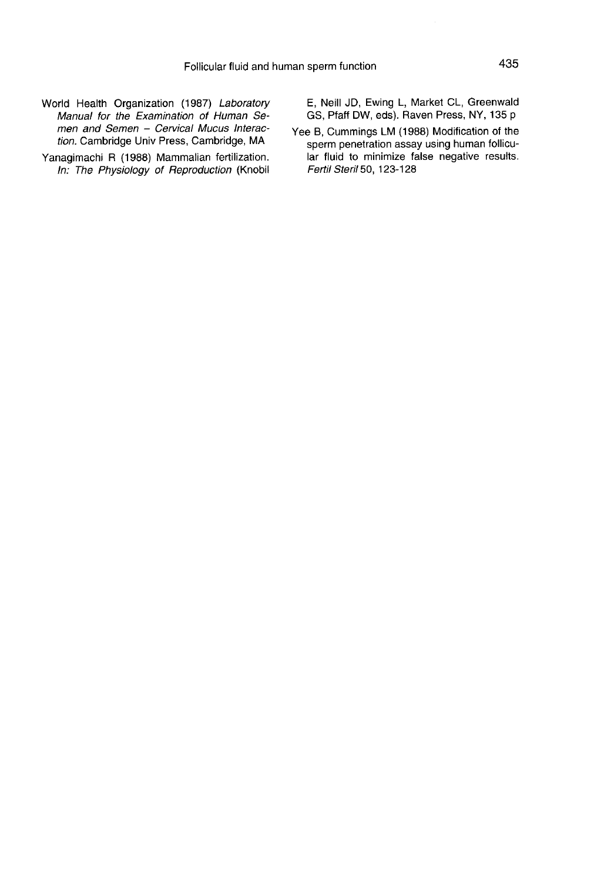World Health Organization (1987) *Laboratory Manual for the Examination of Human Semen and Semen – Cervical Mucus Interaction.* Cambridge Univ Press, Cambridge, MA

Yanagimachi R (1988) Mammalian fertilization. *In: The Physiology of Reproduction* (Knobil E, Neill JD, Ewing L, Market CL, Greenwald GS, Pfaff DW, eds). Raven Press, NY, 135 p

Yee B, Cummings LM (1988) Modification of the sperm penetration assay using human follicular fluid to minimize false negative results. *Fertil Steril* 50, 123-128